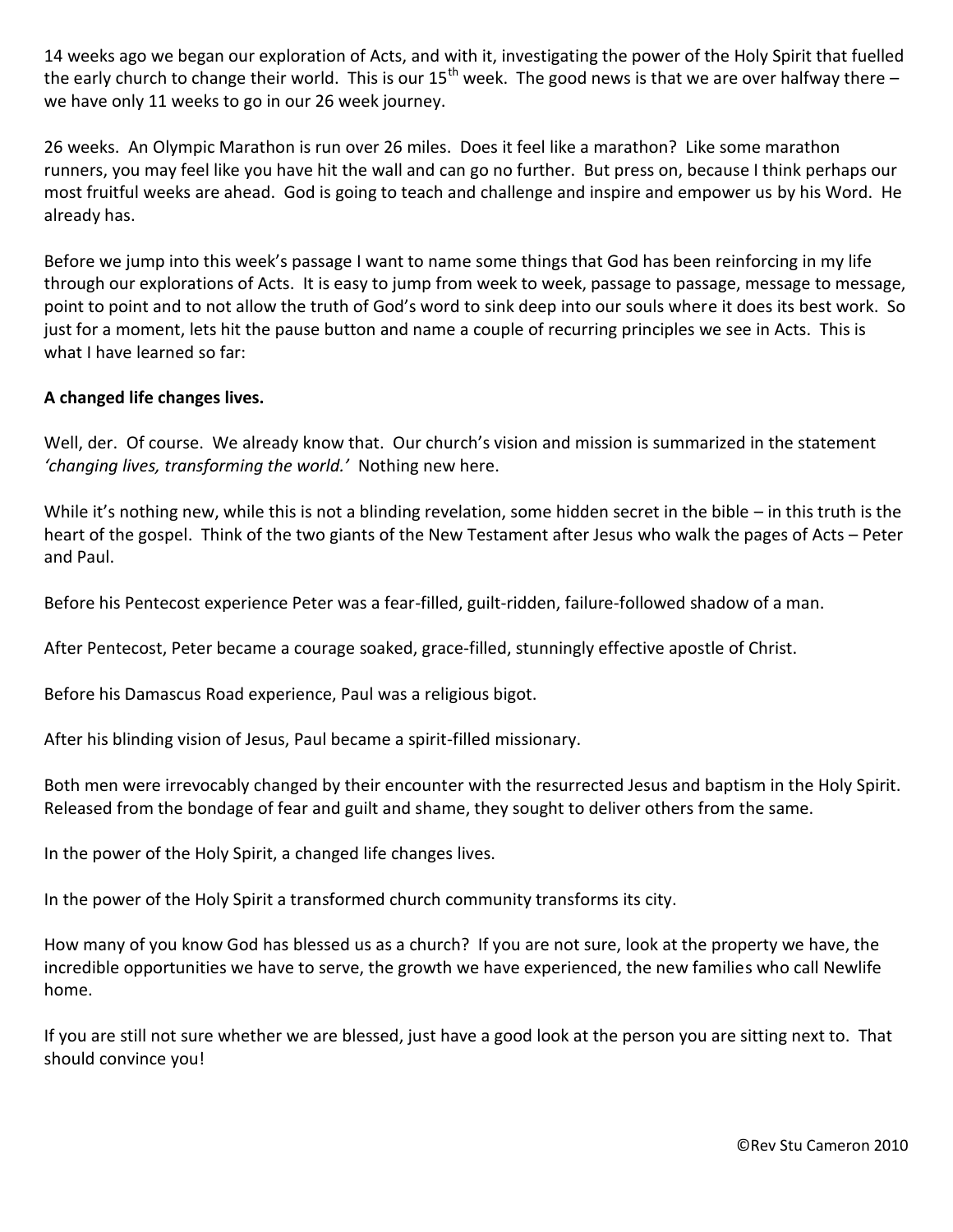14 weeks ago we began our exploration of Acts, and with it, investigating the power of the Holy Spirit that fuelled the early church to change their world. This is our 15th week. The good news is that we are over halfway there – we have only 11 weeks to go in our 26 week journey.

26 weeks. An Olympic Marathon is run over 26 miles. Does it feel like a marathon? Like some marathon runners, you may feel like you have hit the wall and can go no further. But press on, because I think perhaps our most fruitful weeks are ahead. God is going to teach and challenge and inspire and empower us by his Word. He already has.

Before we jump into this week's passage I want to name some things that God has been reinforcing in my life through our explorations of Acts. It is easy to jump from week to week, passage to passage, message to message, point to point and to not allow the truth of God's word to sink deep into our souls where it does its best work. So just for a moment, lets hit the pause button and name a couple of recurring principles we see in Acts. This is what I have learned so far:

**A changed life changes lives.**

Well, der. Of course. We already know that. Our church's vision and mission is summarized in the statement *'changing lives, transforming the world.'* Nothing new here.

While it's nothing new, while this is not a blinding revelation, some hidden secret in the bible – in this truth is the heart of the gospel. Think of the two giants of the New Testament after Jesus who walk the pages of Acts – Peter and Paul.

Before his Pentecost experience Peter was a fear-filled, guilt-ridden, failure-followed shadow of a man.

After Pentecost, Peter became a courage soaked, grace-filled, stunningly effective apostle of Christ.

Before his Damascus Road experience, Paul was a religious bigot.

After his blinding vision of Jesus, Paul became a spirit-filled missionary.

Both men were irrevocably changed by their encounter with the resurrected Jesus and baptism in the Holy Spirit. Released from the bondage of fear and guilt and shame, they sought to deliver others from the same.

In the power of the Holy Spirit, a changed life changes lives.

In the power of the Holy Spirit a transformed church community transforms its city.

How many of you know God has blessed us as a church? If you are not sure, look at the property we have, the incredible opportunities we have to serve, the growth we have experienced, the new families who call Newlife home.

If you are still not sure whether we are blessed, just have a good look at the person you are sitting next to. That should convince you!

©Rev Stu Cameron 2010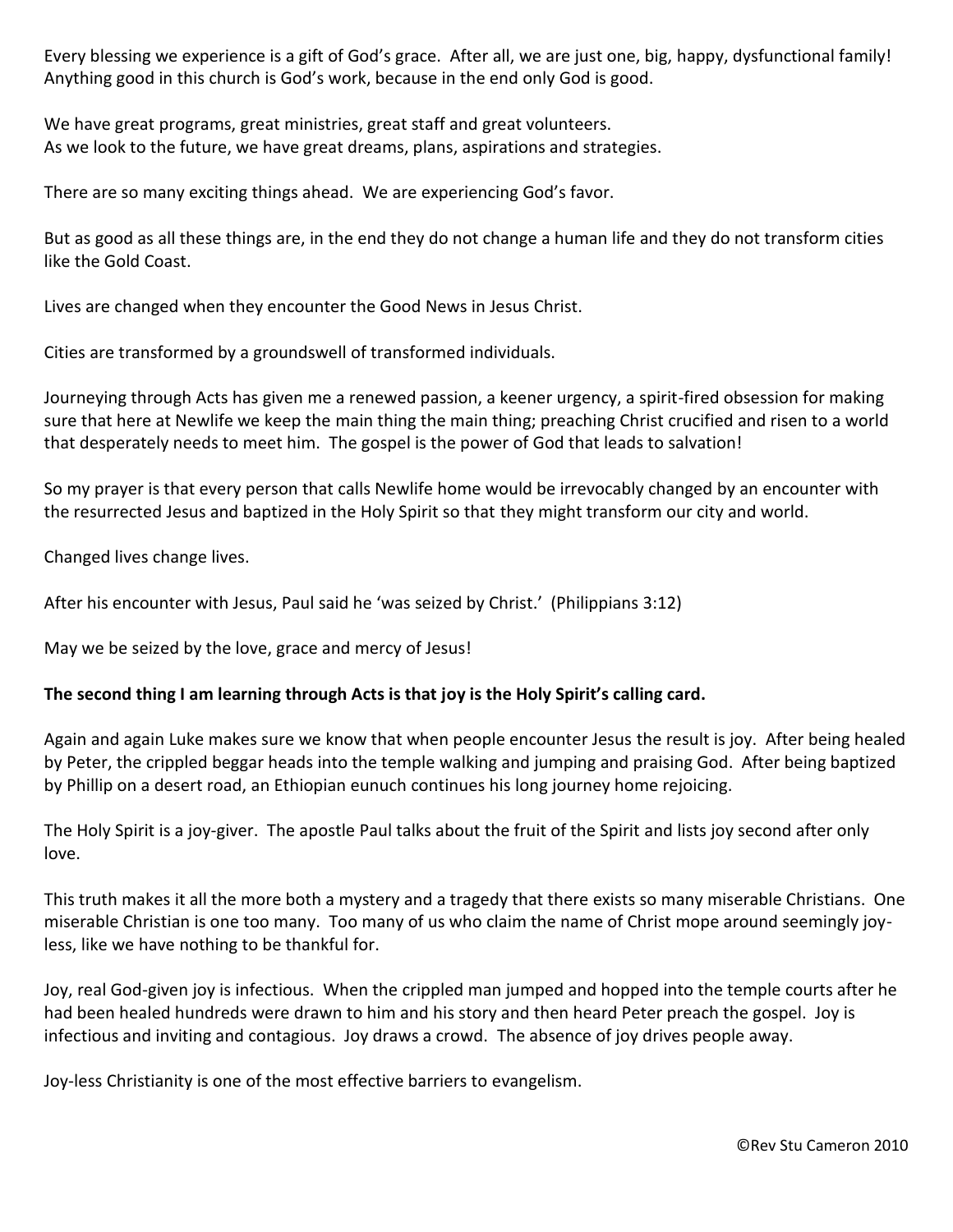Every blessing we experience is a gift of God's grace. After all, we are just one, big, happy, dysfunctional family! Anything good in this church is God's work, because in the end only God is good.

We have great programs, great ministries, great staff and great volunteers.
As we look to the future, we have great dreams, plans, aspirations and strategies.

There are so many exciting things ahead. We are experiencing God's favor.

But as good as all these things are, in the end they do not change a human life and they do not transform cities like the Gold Coast.

Lives are changed when they encounter the Good News in Jesus Christ.

Cities are transformed by a groundswell of transformed individuals.

Journeying through Acts has given me a renewed passion, a keener urgency, a spirit-fired obsession for making sure that here at Newlife we keep the main thing the main thing; preaching Christ crucified and risen to a world that desperately needs to meet him. The gospel is the power of God that leads to salvation!

So my prayer is that every person that calls Newlife home would be irrevocably changed by an encounter with the resurrected Jesus and baptized in the Holy Spirit so that they might transform our city and world.

Changed lives change lives.

After his encounter with Jesus, Paul said he 'was seized by Christ.' (Philippians 3:12)

May we be seized by the love, grace and mercy of Jesus!

**The second thing I am learning through Acts is that joy is the Holy Spirit's calling card.**

Again and again Luke makes sure we know that when people encounter Jesus the result is joy. After being healed by Peter, the crippled beggar heads into the temple walking and jumping and praising God. After being baptized by Phillip on a desert road, an Ethiopian eunuch continues his long journey home rejoicing.

The Holy Spirit is a joy-giver. The apostle Paul talks about the fruit of the Spirit and lists joy second after only love.

This truth makes it all the more both a mystery and a tragedy that there exists so many miserable Christians. One miserable Christian is one too many. Too many of us who claim the name of Christ mope around seemingly joy-less, like we have nothing to be thankful for.

Joy, real God-given joy is infectious. When the crippled man jumped and hopped into the temple courts after he had been healed hundreds were drawn to him and his story and then heard Peter preach the gospel. Joy is infectious and inviting and contagious. Joy draws a crowd. The absence of joy drives people away.

Joy-less Christianity is one of the most effective barriers to evangelism.

©Rev Stu Cameron 2010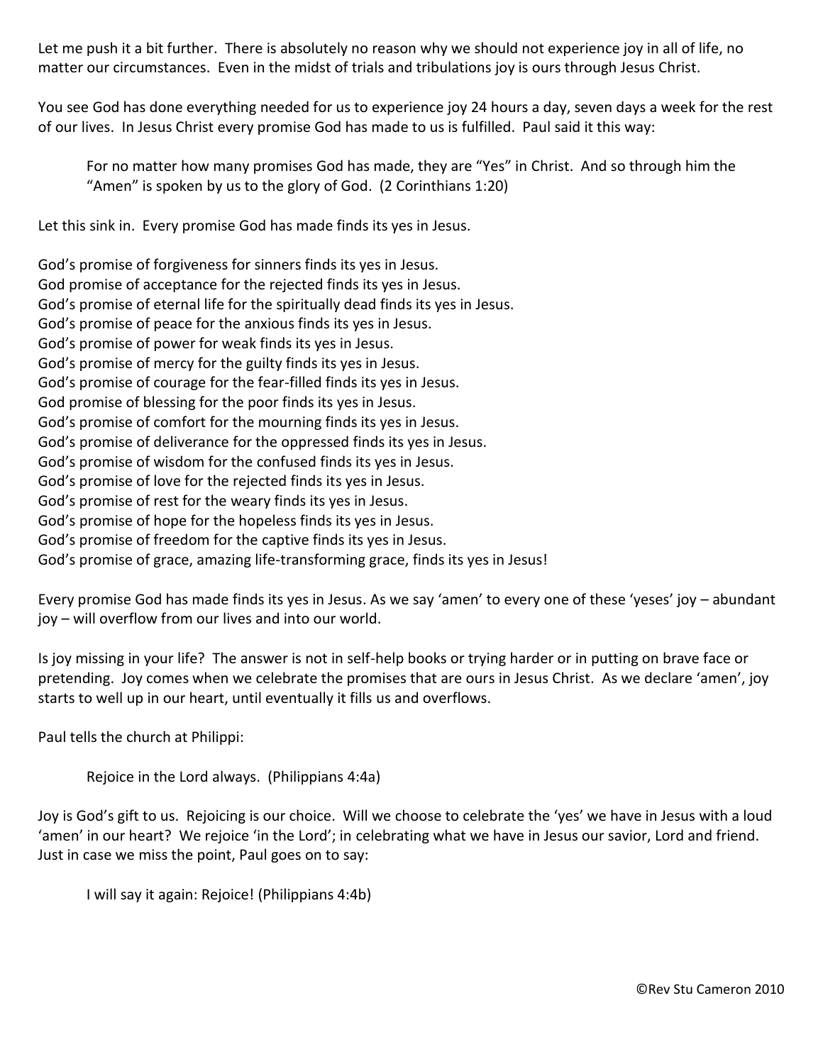Let me push it a bit further. There is absolutely no reason why we should not experience joy in all of life, no matter our circumstances. Even in the midst of trials and tribulations joy is ours through Jesus Christ.

You see God has done everything needed for us to experience joy 24 hours a day, seven days a week for the rest of our lives. In Jesus Christ every promise God has made to us is fulfilled. Paul said it this way:

> For no matter how many promises God has made, they are "Yes" in Christ. And so through him the "Amen" is spoken by us to the glory of God. (2 Corinthians 1:20)

Let this sink in. Every promise God has made finds its yes in Jesus.

God's promise of forgiveness for sinners finds its yes in Jesus.
God promise of acceptance for the rejected finds its yes in Jesus.
God's promise of eternal life for the spiritually dead finds its yes in Jesus.
God's promise of peace for the anxious finds its yes in Jesus.
God's promise of power for weak finds its yes in Jesus.
God's promise of mercy for the guilty finds its yes in Jesus.
God's promise of courage for the fear-filled finds its yes in Jesus.
God promise of blessing for the poor finds its yes in Jesus.
God's promise of comfort for the mourning finds its yes in Jesus.
God's promise of deliverance for the oppressed finds its yes in Jesus.
God's promise of wisdom for the confused finds its yes in Jesus.
God's promise of love for the rejected finds its yes in Jesus.
God's promise of rest for the weary finds its yes in Jesus.
God's promise of hope for the hopeless finds its yes in Jesus.
God's promise of freedom for the captive finds its yes in Jesus.
God's promise of grace, amazing life-transforming grace, finds its yes in Jesus!

Every promise God has made finds its yes in Jesus. As we say 'amen' to every one of these 'yeses' joy – abundant joy – will overflow from our lives and into our world.

Is joy missing in your life? The answer is not in self-help books or trying harder or in putting on brave face or pretending. Joy comes when we celebrate the promises that are ours in Jesus Christ. As we declare 'amen', joy starts to well up in our heart, until eventually it fills us and overflows.

Paul tells the church at Philippi:

> Rejoice in the Lord always. (Philippians 4:4a)

Joy is God's gift to us. Rejoicing is our choice. Will we choose to celebrate the 'yes' we have in Jesus with a loud 'amen' in our heart? We rejoice 'in the Lord'; in celebrating what we have in Jesus our savior, Lord and friend. Just in case we miss the point, Paul goes on to say:

> I will say it again: Rejoice! (Philippians 4:4b)

©Rev Stu Cameron 2010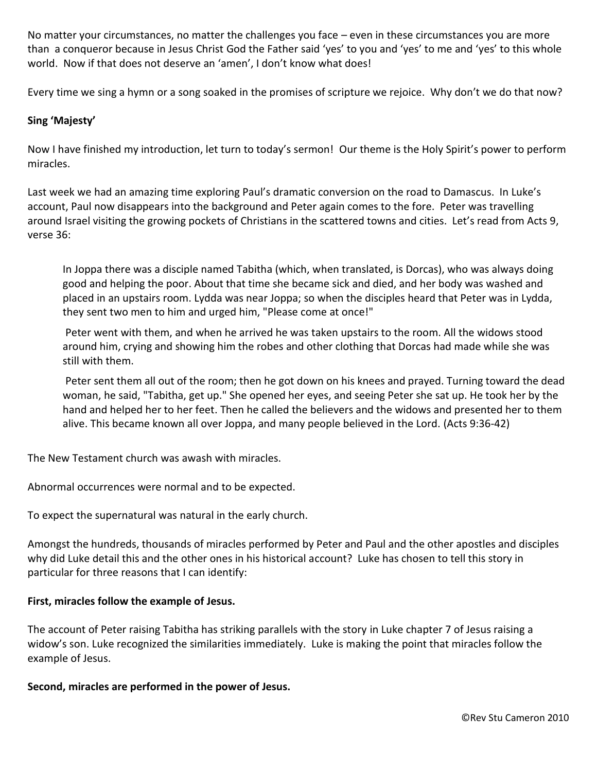No matter your circumstances, no matter the challenges you face – even in these circumstances you are more than  a conqueror because in Jesus Christ God the Father said 'yes' to you and 'yes' to me and 'yes' to this whole world.  Now if that does not deserve an 'amen', I don't know what does!

Every time we sing a hymn or a song soaked in the promises of scripture we rejoice.  Why don't we do that now?

**Sing 'Majesty'**

Now I have finished my introduction, let turn to today's sermon!  Our theme is the Holy Spirit's power to perform miracles.

Last week we had an amazing time exploring Paul's dramatic conversion on the road to Damascus.  In Luke's account, Paul now disappears into the background and Peter again comes to the fore.  Peter was travelling around Israel visiting the growing pockets of Christians in the scattered towns and cities.  Let's read from Acts 9, verse 36:

> In Joppa there was a disciple named Tabitha (which, when translated, is Dorcas), who was always doing good and helping the poor. About that time she became sick and died, and her body was washed and placed in an upstairs room. Lydda was near Joppa; so when the disciples heard that Peter was in Lydda, they sent two men to him and urged him, "Please come at once!"
>
> Peter went with them, and when he arrived he was taken upstairs to the room. All the widows stood around him, crying and showing him the robes and other clothing that Dorcas had made while she was still with them.
>
> Peter sent them all out of the room; then he got down on his knees and prayed. Turning toward the dead woman, he said, "Tabitha, get up." She opened her eyes, and seeing Peter she sat up. He took her by the hand and helped her to her feet. Then he called the believers and the widows and presented her to them alive. This became known all over Joppa, and many people believed in the Lord. (Acts 9:36-42)

The New Testament church was awash with miracles.

Abnormal occurrences were normal and to be expected.

To expect the supernatural was natural in the early church.

Amongst the hundreds, thousands of miracles performed by Peter and Paul and the other apostles and disciples why did Luke detail this and the other ones in his historical account?  Luke has chosen to tell this story in particular for three reasons that I can identify:

**First, miracles follow the example of Jesus.**

The account of Peter raising Tabitha has striking parallels with the story in Luke chapter 7 of Jesus raising a widow's son. Luke recognized the similarities immediately.  Luke is making the point that miracles follow the example of Jesus.

**Second, miracles are performed in the power of Jesus.**

©Rev Stu Cameron 2010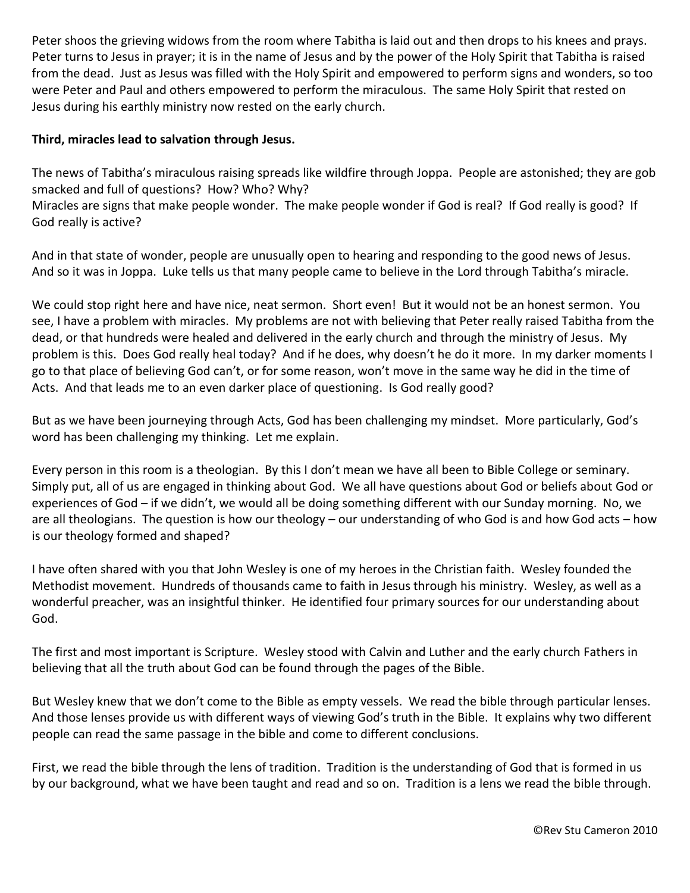Peter shoos the grieving widows from the room where Tabitha is laid out and then drops to his knees and prays. Peter turns to Jesus in prayer; it is in the name of Jesus and by the power of the Holy Spirit that Tabitha is raised from the dead. Just as Jesus was filled with the Holy Spirit and empowered to perform signs and wonders, so too were Peter and Paul and others empowered to perform the miraculous. The same Holy Spirit that rested on Jesus during his earthly ministry now rested on the early church.

**Third, miracles lead to salvation through Jesus.**

The news of Tabitha's miraculous raising spreads like wildfire through Joppa. People are astonished; they are gob smacked and full of questions? How? Who? Why?
Miracles are signs that make people wonder. The make people wonder if God is real? If God really is good? If God really is active?

And in that state of wonder, people are unusually open to hearing and responding to the good news of Jesus. And so it was in Joppa. Luke tells us that many people came to believe in the Lord through Tabitha's miracle.

We could stop right here and have nice, neat sermon. Short even! But it would not be an honest sermon. You see, I have a problem with miracles. My problems are not with believing that Peter really raised Tabitha from the dead, or that hundreds were healed and delivered in the early church and through the ministry of Jesus. My problem is this. Does God really heal today? And if he does, why doesn't he do it more. In my darker moments I go to that place of believing God can't, or for some reason, won't move in the same way he did in the time of Acts. And that leads me to an even darker place of questioning. Is God really good?

But as we have been journeying through Acts, God has been challenging my mindset. More particularly, God's word has been challenging my thinking. Let me explain.

Every person in this room is a theologian. By this I don't mean we have all been to Bible College or seminary. Simply put, all of us are engaged in thinking about God. We all have questions about God or beliefs about God or experiences of God – if we didn't, we would all be doing something different with our Sunday morning. No, we are all theologians. The question is how our theology – our understanding of who God is and how God acts – how is our theology formed and shaped?

I have often shared with you that John Wesley is one of my heroes in the Christian faith. Wesley founded the Methodist movement. Hundreds of thousands came to faith in Jesus through his ministry. Wesley, as well as a wonderful preacher, was an insightful thinker. He identified four primary sources for our understanding about God.

The first and most important is Scripture. Wesley stood with Calvin and Luther and the early church Fathers in believing that all the truth about God can be found through the pages of the Bible.

But Wesley knew that we don't come to the Bible as empty vessels. We read the bible through particular lenses. And those lenses provide us with different ways of viewing God's truth in the Bible. It explains why two different people can read the same passage in the bible and come to different conclusions.

First, we read the bible through the lens of tradition. Tradition is the understanding of God that is formed in us by our background, what we have been taught and read and so on. Tradition is a lens we read the bible through.

©Rev Stu Cameron 2010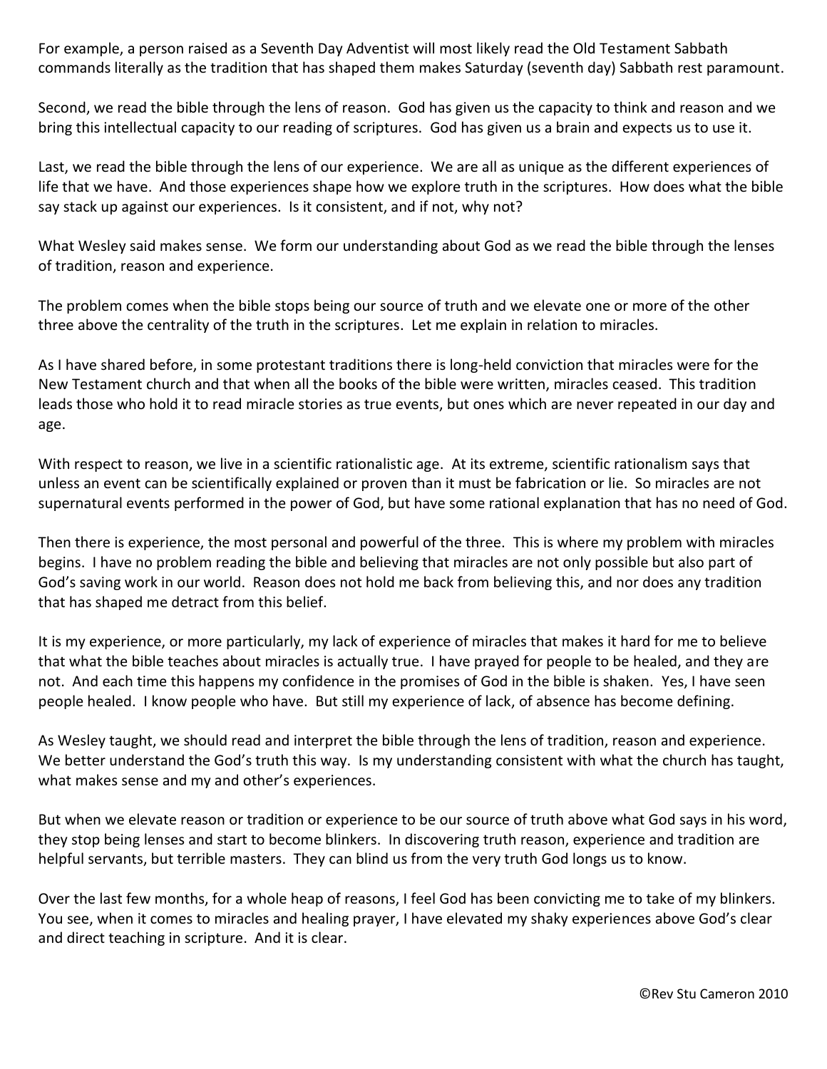For example, a person raised as a Seventh Day Adventist will most likely read the Old Testament Sabbath commands literally as the tradition that has shaped them makes Saturday (seventh day) Sabbath rest paramount.

Second, we read the bible through the lens of reason. God has given us the capacity to think and reason and we bring this intellectual capacity to our reading of scriptures. God has given us a brain and expects us to use it.

Last, we read the bible through the lens of our experience. We are all as unique as the different experiences of life that we have. And those experiences shape how we explore truth in the scriptures. How does what the bible say stack up against our experiences. Is it consistent, and if not, why not?

What Wesley said makes sense. We form our understanding about God as we read the bible through the lenses of tradition, reason and experience.

The problem comes when the bible stops being our source of truth and we elevate one or more of the other three above the centrality of the truth in the scriptures. Let me explain in relation to miracles.

As I have shared before, in some protestant traditions there is long-held conviction that miracles were for the New Testament church and that when all the books of the bible were written, miracles ceased. This tradition leads those who hold it to read miracle stories as true events, but ones which are never repeated in our day and age.

With respect to reason, we live in a scientific rationalistic age. At its extreme, scientific rationalism says that unless an event can be scientifically explained or proven than it must be fabrication or lie. So miracles are not supernatural events performed in the power of God, but have some rational explanation that has no need of God.

Then there is experience, the most personal and powerful of the three. This is where my problem with miracles begins. I have no problem reading the bible and believing that miracles are not only possible but also part of God's saving work in our world. Reason does not hold me back from believing this, and nor does any tradition that has shaped me detract from this belief.

It is my experience, or more particularly, my lack of experience of miracles that makes it hard for me to believe that what the bible teaches about miracles is actually true. I have prayed for people to be healed, and they are not. And each time this happens my confidence in the promises of God in the bible is shaken. Yes, I have seen people healed. I know people who have. But still my experience of lack, of absence has become defining.

As Wesley taught, we should read and interpret the bible through the lens of tradition, reason and experience. We better understand the God's truth this way. Is my understanding consistent with what the church has taught, what makes sense and my and other's experiences.

But when we elevate reason or tradition or experience to be our source of truth above what God says in his word, they stop being lenses and start to become blinkers. In discovering truth reason, experience and tradition are helpful servants, but terrible masters. They can blind us from the very truth God longs us to know.

Over the last few months, for a whole heap of reasons, I feel God has been convicting me to take of my blinkers. You see, when it comes to miracles and healing prayer, I have elevated my shaky experiences above God's clear and direct teaching in scripture. And it is clear.

©Rev Stu Cameron 2010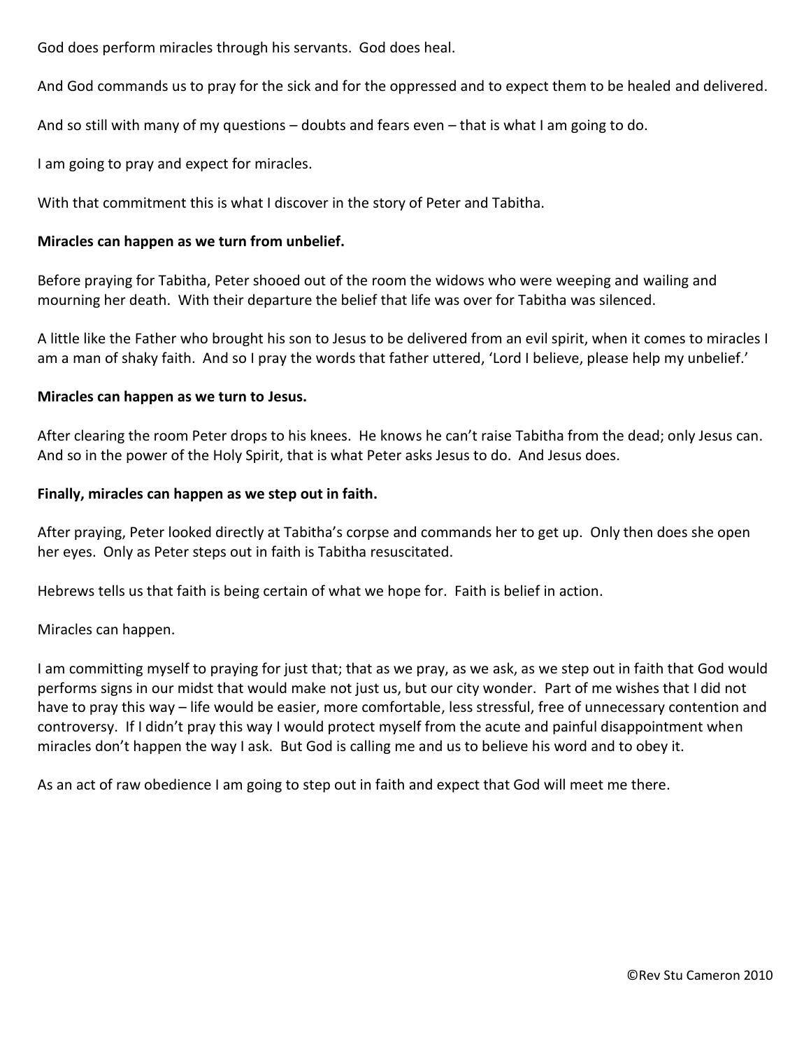God does perform miracles through his servants. God does heal.

And God commands us to pray for the sick and for the oppressed and to expect them to be healed and delivered.

And so still with many of my questions – doubts and fears even – that is what I am going to do.

I am going to pray and expect for miracles.

With that commitment this is what I discover in the story of Peter and Tabitha.

**Miracles can happen as we turn from unbelief.**

Before praying for Tabitha, Peter shooed out of the room the widows who were weeping and wailing and mourning her death. With their departure the belief that life was over for Tabitha was silenced.

A little like the Father who brought his son to Jesus to be delivered from an evil spirit, when it comes to miracles I am a man of shaky faith. And so I pray the words that father uttered, 'Lord I believe, please help my unbelief.'

**Miracles can happen as we turn to Jesus.**

After clearing the room Peter drops to his knees. He knows he can't raise Tabitha from the dead; only Jesus can. And so in the power of the Holy Spirit, that is what Peter asks Jesus to do. And Jesus does.

**Finally, miracles can happen as we step out in faith.**

After praying, Peter looked directly at Tabitha's corpse and commands her to get up. Only then does she open her eyes. Only as Peter steps out in faith is Tabitha resuscitated.

Hebrews tells us that faith is being certain of what we hope for. Faith is belief in action.

Miracles can happen.

I am committing myself to praying for just that; that as we pray, as we ask, as we step out in faith that God would performs signs in our midst that would make not just us, but our city wonder. Part of me wishes that I did not have to pray this way – life would be easier, more comfortable, less stressful, free of unnecessary contention and controversy. If I didn't pray this way I would protect myself from the acute and painful disappointment when miracles don't happen the way I ask. But God is calling me and us to believe his word and to obey it.

As an act of raw obedience I am going to step out in faith and expect that God will meet me there.

©Rev Stu Cameron 2010